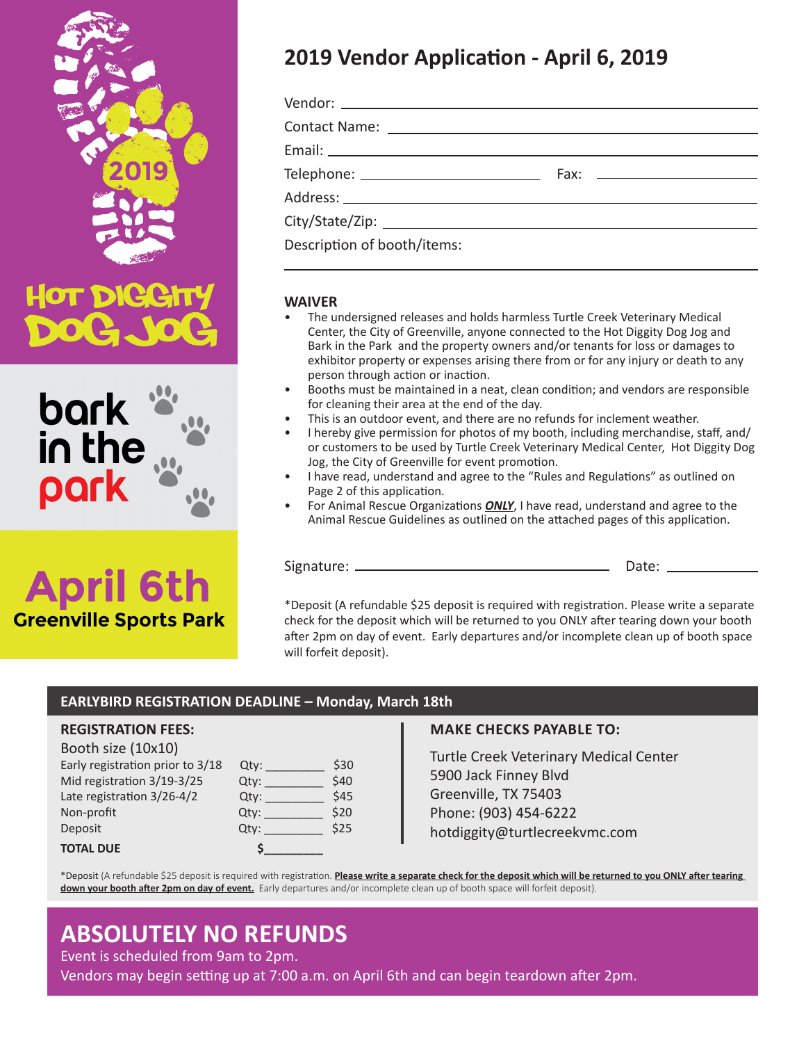2019

HOT DIGGITY DOG JOG

bark in the park

April 6th
Greenville Sports Park

# 2019 Vendor Application - April 6, 2019

Vendor: ______________________________

Contact Name: ______________________________

Email: ______________________________

Telephone: ____________________ Fax: ____________________

Address: ______________________________

City/State/Zip: ______________________________

Description of booth/items:

______________________________

## WAIVER

- The undersigned releases and holds harmless Turtle Creek Veterinary Medical Center, the City of Greenville, anyone connected to the Hot Diggity Dog Jog and Bark in the Park and the property owners and/or tenants for loss or damages to exhibitor property or expenses arising there from or for any injury or death to any person through action or inaction.
- Booths must be maintained in a neat, clean condition; and vendors are responsible for cleaning their area at the end of the day.
- This is an outdoor event, and there are no refunds for inclement weather.
- I hereby give permission for photos of my booth, including merchandise, staff, and/or customers to be used by Turtle Creek Veterinary Medical Center, Hot Diggity Dog Jog, the City of Greenville for event promotion.
- I have read, understand and agree to the "Rules and Regulations" as outlined on Page 2 of this application.
- For Animal Rescue Organizations ***ONLY***, I have read, understand and agree to the Animal Rescue Guidelines as outlined on the attached pages of this application.

Signature: ______________________________ Date: ____________

*Deposit (A refundable $25 deposit is required with registration. Please write a separate check for the deposit which will be returned to you ONLY after tearing down your booth after 2pm on day of event. Early departures and/or incomplete clean up of booth space will forfeit deposit).

## EARLYBIRD REGISTRATION DEADLINE – Monday, March 18th

### REGISTRATION FEES:

Booth size (10x10)

| | | |
|---|---|---|
| Early registration prior to 3/18 | Qty: ________ | $30 |
| Mid registration 3/19-3/25 | Qty: ________ | $40 |
| Late registration 3/26-4/2 | Qty: ________ | $45 |
| Non-profit | Qty: ________ | $20 |
| Deposit | Qty: ________ | $25 |
| **TOTAL DUE** | $________ | |

### MAKE CHECKS PAYABLE TO:

Turtle Creek Veterinary Medical Center
5900 Jack Finney Blvd
Greenville, TX 75403
Phone: (903) 454-6222
hotdiggity@turtlecreekvmc.com

*Deposit (A refundable $25 deposit is required with registration. **Please write a separate check for the deposit which will be returned to you ONLY after tearing down your booth after 2pm on day of event.** Early departures and/or incomplete clean up of booth space will forfeit deposit).

## ABSOLUTELY NO REFUNDS

Event is scheduled from 9am to 2pm.

Vendors may begin setting up at 7:00 a.m. on April 6th and can begin teardown after 2pm.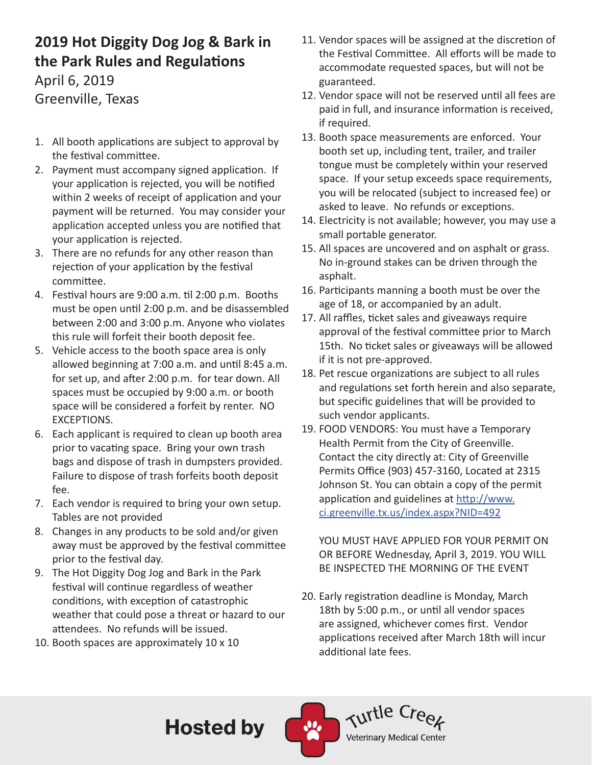# 2019 Hot Diggity Dog Jog & Bark in the Park Rules and Regulations

April 6, 2019
Greenville, Texas

1. All booth applications are subject to approval by the festival committee.
2. Payment must accompany signed application. If your application is rejected, you will be notified within 2 weeks of receipt of application and your payment will be returned. You may consider your application accepted unless you are notified that your application is rejected.
3. There are no refunds for any other reason than rejection of your application by the festival committee.
4. Festival hours are 9:00 a.m. til 2:00 p.m. Booths must be open until 2:00 p.m. and be disassembled between 2:00 and 3:00 p.m. Anyone who violates this rule will forfeit their booth deposit fee.
5. Vehicle access to the booth space area is only allowed beginning at 7:00 a.m. and until 8:45 a.m. for set up, and after 2:00 p.m. for tear down. All spaces must be occupied by 9:00 a.m. or booth space will be considered a forfeit by renter. NO EXCEPTIONS.
6. Each applicant is required to clean up booth area prior to vacating space. Bring your own trash bags and dispose of trash in dumpsters provided. Failure to dispose of trash forfeits booth deposit fee.
7. Each vendor is required to bring your own setup. Tables are not provided
8. Changes in any products to be sold and/or given away must be approved by the festival committee prior to the festival day.
9. The Hot Diggity Dog Jog and Bark in the Park festival will continue regardless of weather conditions, with exception of catastrophic weather that could pose a threat or hazard to our attendees. No refunds will be issued.
10. Booth spaces are approximately 10 x 10
11. Vendor spaces will be assigned at the discretion of the Festival Committee. All efforts will be made to accommodate requested spaces, but will not be guaranteed.
12. Vendor space will not be reserved until all fees are paid in full, and insurance information is received, if required.
13. Booth space measurements are enforced. Your booth set up, including tent, trailer, and trailer tongue must be completely within your reserved space. If your setup exceeds space requirements, you will be relocated (subject to increased fee) or asked to leave. No refunds or exceptions.
14. Electricity is not available; however, you may use a small portable generator.
15. All spaces are uncovered and on asphalt or grass. No in-ground stakes can be driven through the asphalt.
16. Participants manning a booth must be over the age of 18, or accompanied by an adult.
17. All raffles, ticket sales and giveaways require approval of the festival committee prior to March 15th. No ticket sales or giveaways will be allowed if it is not pre-approved.
18. Pet rescue organizations are subject to all rules and regulations set forth herein and also separate, but specific guidelines that will be provided to such vendor applicants.
19. FOOD VENDORS: You must have a Temporary Health Permit from the City of Greenville. Contact the city directly at: City of Greenville Permits Office (903) 457-3160, Located at 2315 Johnson St. You can obtain a copy of the permit application and guidelines at [http://www.ci.greenville.tx.us/index.aspx?NID=492](http://www.ci.greenville.tx.us/index.aspx?NID=492)

    YOU MUST HAVE APPLIED FOR YOUR PERMIT ON OR BEFORE Wednesday, April 3, 2019. YOU WILL BE INSPECTED THE MORNING OF THE EVENT

20. Early registration deadline is Monday, March 18th by 5:00 p.m., or until all vendor spaces are assigned, whichever comes first. Vendor applications received after March 18th will incur additional late fees.

**Hosted by** Turtle Creek Veterinary Medical Center